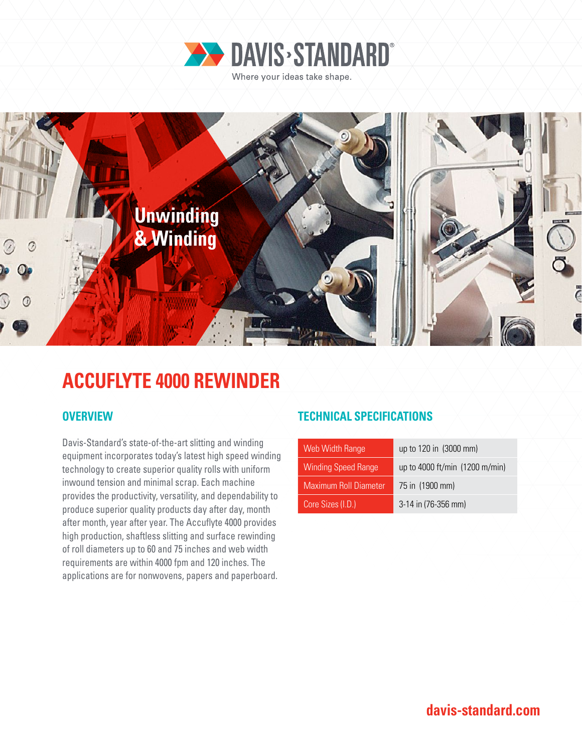DAVIS-STANDARD

Where your ideas take shape.

Unwinding & Winding

# ACCUFLYTE 4000 REWINDER

## OVERVIEW

Davis-Standard's state-of-the-art slitting and winding equipment incorporates today's latest high speed winding technology to create superior quality rolls with uniform inwound tension and minimal scrap. Each machine provides the productivity, versatility, and dependability to produce superior quality products day after day, month after month, year after year. The Accuflyte 4000 provides high production, shaftless slitting and surface rewinding of roll diameters up to 60 and 75 inches and web width requirements are within 4000 fpm and 120 inches. The applications are for nonwovens, papers and paperboard.

## TECHNICAL SPECIFICATIONS

| | |
|---|---|
| Web Width Range | up to 120 in (3000 mm) |
| Winding Speed Range | up to 4000 ft/min (1200 m/min) |
| Maximum Roll Diameter | 75 in (1900 mm) |
| Core Sizes (I.D.) | 3-14 in (76-356 mm) |

davis-standard.com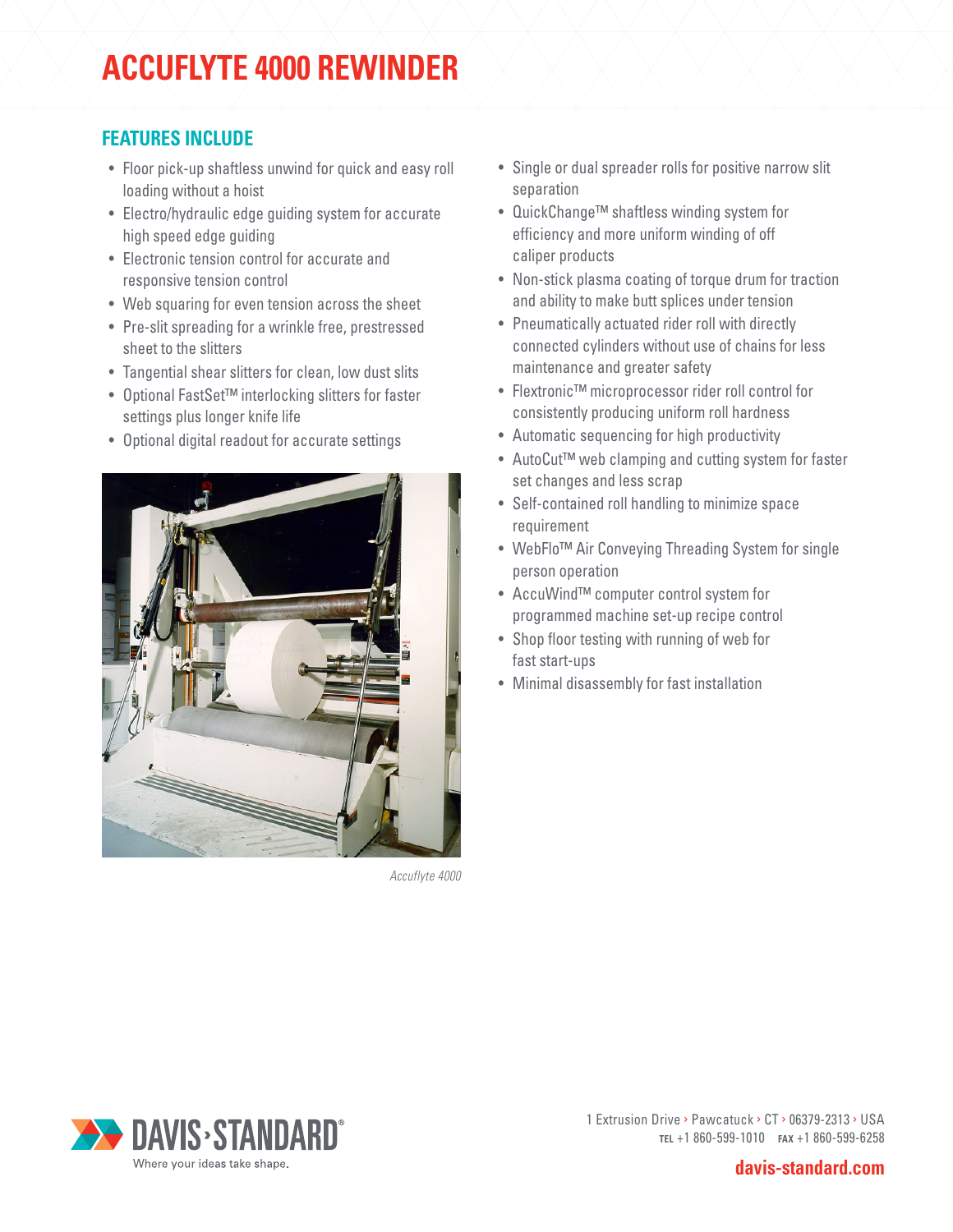# ACCUFLYTE 4000 REWINDER

## FEATURES INCLUDE

- Floor pick-up shaftless unwind for quick and easy roll loading without a hoist
- Electro/hydraulic edge guiding system for accurate high speed edge guiding
- Electronic tension control for accurate and responsive tension control
- Web squaring for even tension across the sheet
- Pre-slit spreading for a wrinkle free, prestressed sheet to the slitters
- Tangential shear slitters for clean, low dust slits
- Optional FastSet™ interlocking slitters for faster settings plus longer knife life
- Optional digital readout for accurate settings

*Accuflyte 4000*

- Single or dual spreader rolls for positive narrow slit separation
- QuickChange™ shaftless winding system for efficiency and more uniform winding of off caliper products
- Non-stick plasma coating of torque drum for traction and ability to make butt splices under tension
- Pneumatically actuated rider roll with directly connected cylinders without use of chains for less maintenance and greater safety
- Flextronic™ microprocessor rider roll control for consistently producing uniform roll hardness
- Automatic sequencing for high productivity
- AutoCut™ web clamping and cutting system for faster set changes and less scrap
- Self-contained roll handling to minimize space requirement
- WebFlo™ Air Conveying Threading System for single person operation
- AccuWind™ computer control system for programmed machine set-up recipe control
- Shop floor testing with running of web for fast start-ups
- Minimal disassembly for fast installation

DAVIS›STANDARD®
Where your ideas take shape.

1 Extrusion Drive › Pawcatuck › CT › 06379-2313 › USA
TEL +1 860-599-1010 FAX +1 860-599-6258

davis-standard.com